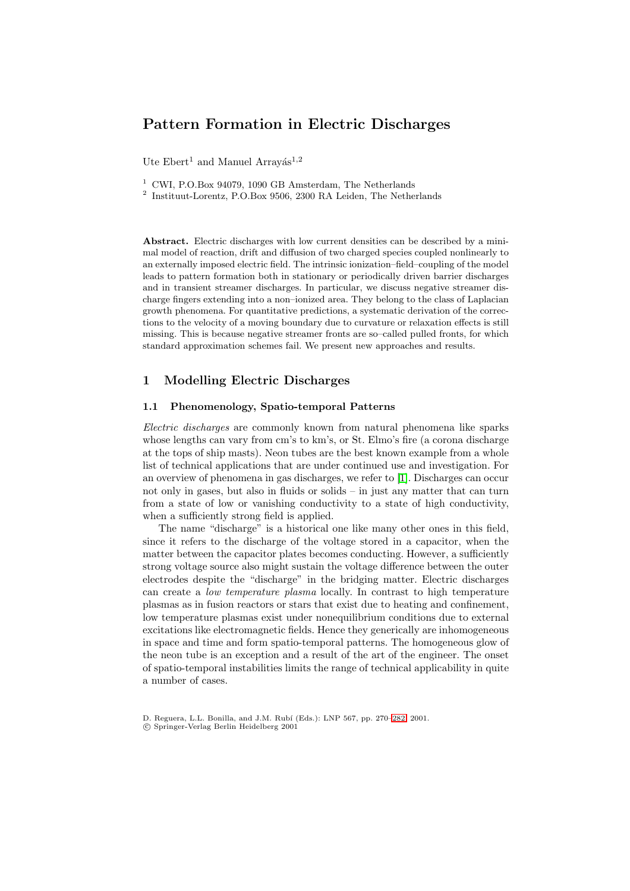# Pattern Formation in Electric Discharges

Ute Ebert[1] and Manuel Arrayás[1,2]

[1] CWI, P.O.Box 94079, 1090 GB Amsterdam, The Netherlands
[2] Instituut-Lorentz, P.O.Box 9506, 2300 RA Leiden, The Netherlands

**Abstract.** Electric discharges with low current densities can be described by a minimal model of reaction, drift and diffusion of two charged species coupled nonlinearly to an externally imposed electric field. The intrinsic ionization–field–coupling of the model leads to pattern formation both in stationary or periodically driven barrier discharges and in transient streamer discharges. In particular, we discuss negative streamer discharge fingers extending into a non–ionized area. They belong to the class of Laplacian growth phenomena. For quantitative predictions, a systematic derivation of the corrections to the velocity of a moving boundary due to curvature or relaxation effects is still missing. This is because negative streamer fronts are so–called pulled fronts, for which standard approximation schemes fail. We present new approaches and results.

## 1 Modelling Electric Discharges

### 1.1 Phenomenology, Spatio-temporal Patterns

*Electric discharges* are commonly known from natural phenomena like sparks whose lengths can vary from cm's to km's, or St. Elmo's fire (a corona discharge at the tops of ship masts). Neon tubes are the best known example from a whole list of technical applications that are under continued use and investigation. For an overview of phenomena in gas discharges, we refer to [1]. Discharges can occur not only in gases, but also in fluids or solids – in just any matter that can turn from a state of low or vanishing conductivity to a state of high conductivity, when a sufficiently strong field is applied.

The name "discharge" is a historical one like many other ones in this field, since it refers to the discharge of the voltage stored in a capacitor, when the matter between the capacitor plates becomes conducting. However, a sufficiently strong voltage source also might sustain the voltage difference between the outer electrodes despite the "discharge" in the bridging matter. Electric discharges can create a *low temperature plasma* locally. In contrast to high temperature plasmas as in fusion reactors or stars that exist due to heating and confinement, low temperature plasmas exist under nonequilibrium conditions due to external excitations like electromagnetic fields. Hence they generically are inhomogeneous in space and time and form spatio-temporal patterns. The homogeneous glow of the neon tube is an exception and a result of the art of the engineer. The onset of spatio-temporal instabilities limits the range of technical applicability in quite a number of cases.

D. Reguera, L.L. Bonilla, and J.M. Rubí (Eds.): LNP 567, pp. 270–282, 2001.
© Springer-Verlag Berlin Heidelberg 2001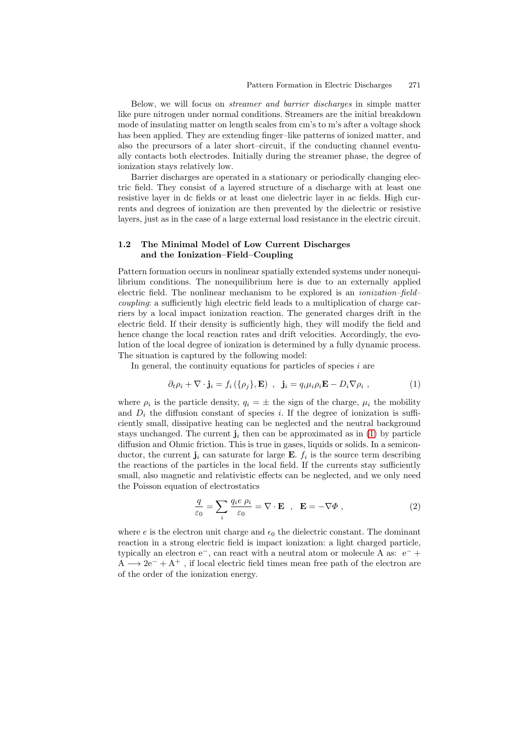Below, we will focus on *streamer and barrier discharges* in simple matter like pure nitrogen under normal conditions. Streamers are the initial breakdown mode of insulating matter on length scales from cm's to m's after a voltage shock has been applied. They are extending finger–like patterns of ionized matter, and also the precursors of a later short–circuit, if the conducting channel eventually contacts both electrodes. Initially during the streamer phase, the degree of ionization stays relatively low.

Barrier discharges are operated in a stationary or periodically changing electric field. They consist of a layered structure of a discharge with at least one resistive layer in dc fields or at least one dielectric layer in ac fields. High currents and degrees of ionization are then prevented by the dielectric or resistive layers, just as in the case of a large external load resistance in the electric circuit.

### 1.2 The Minimal Model of Low Current Discharges and the Ionization–Field–Coupling

Pattern formation occurs in nonlinear spatially extended systems under nonequilibrium conditions. The nonequilibrium here is due to an externally applied electric field. The nonlinear mechanism to be explored is an *ionization–field–coupling*: a sufficiently high electric field leads to a multiplication of charge carriers by a local impact ionization reaction. The generated charges drift in the electric field. If their density is sufficiently high, they will modify the field and hence change the local reaction rates and drift velocities. Accordingly, the evolution of the local degree of ionization is determined by a fully dynamic process. The situation is captured by the following model:

In general, the continuity equations for particles of species $i$ are

$$\partial_t \rho_i + \nabla \cdot \mathbf{j}_i = f_i\left(\{\rho_j\}, \mathbf{E}\right) \ , \ \ \mathbf{j}_i = q_i \mu_i \rho_i \mathbf{E} - D_i \nabla \rho_i \ , \tag{1}$$

where $\rho_i$ is the particle density, $q_i = \pm$ the sign of the charge, $\mu_i$ the mobility and $D_i$ the diffusion constant of species $i$. If the degree of ionization is sufficiently small, dissipative heating can be neglected and the neutral background stays unchanged. The current $\mathbf{j}_i$ then can be approximated as in (1) by particle diffusion and Ohmic friction. This is true in gases, liquids or solids. In a semiconductor, the current $\mathbf{j}_i$ can saturate for large $\mathbf{E}$. $f_i$ is the source term describing the reactions of the particles in the local field. If the currents stay sufficiently small, also magnetic and relativistic effects can be neglected, and we only need the Poisson equation of electrostatics

$$\frac{q}{\varepsilon_0} = \sum_i \frac{q_i e \ \rho_i}{\varepsilon_0} = \nabla \cdot \mathbf{E} \ \ , \ \ \mathbf{E} = -\nabla \Phi \ , \tag{2}$$

where $e$ is the electron unit charge and $\epsilon_0$ the dielectric constant. The dominant reaction in a strong electric field is impact ionization: a light charged particle, typically an electron $e^-$, can react with a neutral atom or molecule A as: $e^- + A \longrightarrow 2e^- + A^+$ , if local electric field times mean free path of the electron are of the order of the ionization energy.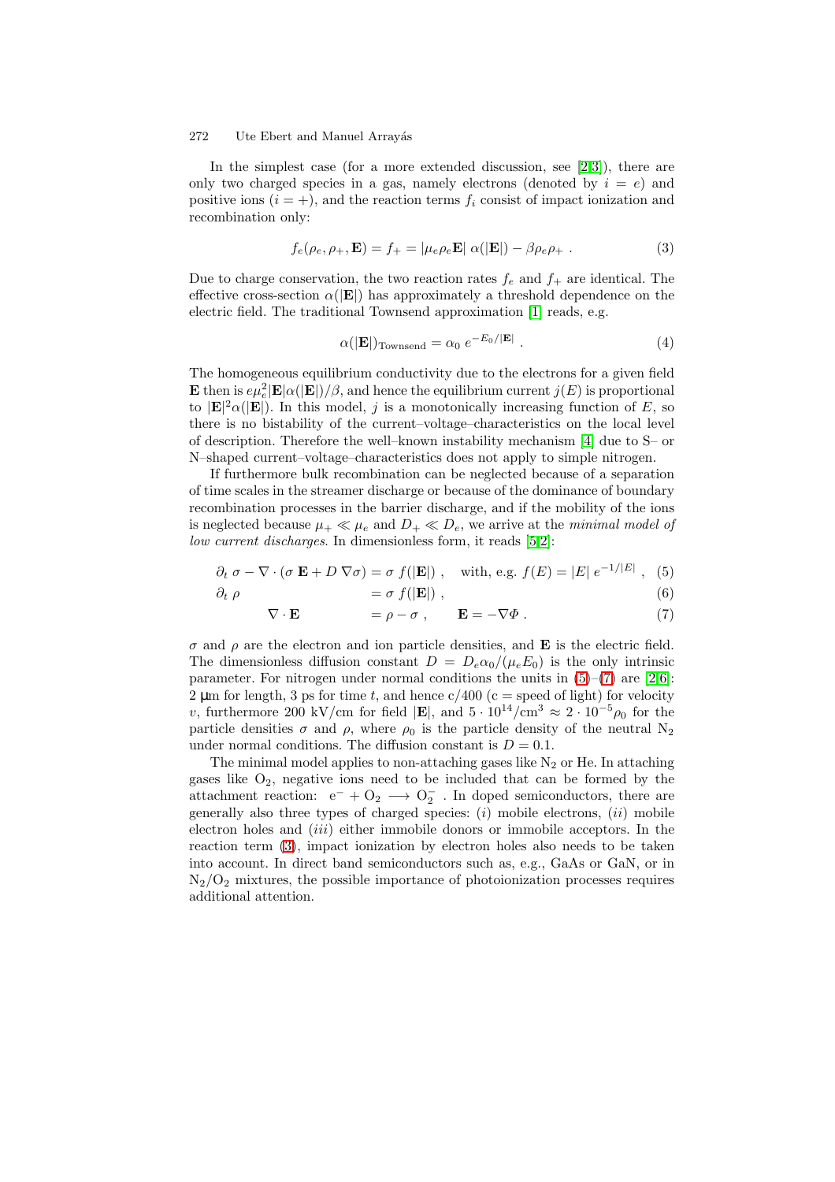In the simplest case (for a more extended discussion, see [2,3]), there are only two charged species in a gas, namely electrons (denoted by $i = e$) and positive ions ($i = +$), and the reaction terms $f_i$ consist of impact ionization and recombination only:

$$f_e(\rho_e, \rho_+, \mathbf{E}) = f_+ = |\mu_e \rho_e \mathbf{E}| \; \alpha(|\mathbf{E}|) - \beta \rho_e \rho_+ \; . \tag{3}$$

Due to charge conservation, the two reaction rates $f_e$ and $f_+$ are identical. The effective cross-section $\alpha(|\mathbf{E}|)$ has approximately a threshold dependence on the electric field. The traditional Townsend approximation [1] reads, e.g.

$$\alpha(|\mathbf{E}|)_{\text{Townsend}} = \alpha_0 \; e^{-E_0/|\mathbf{E}|} \; . \tag{4}$$

The homogeneous equilibrium conductivity due to the electrons for a given field $\mathbf{E}$ then is $e\mu_e^2|\mathbf{E}|\alpha(|\mathbf{E}|)/\beta$, and hence the equilibrium current $j(E)$ is proportional to $|\mathbf{E}|^2\alpha(|\mathbf{E}|)$. In this model, $j$ is a monotonically increasing function of $E$, so there is no bistability of the current–voltage–characteristics on the local level of description. Therefore the well–known instability mechanism [4] due to S– or N–shaped current–voltage–characteristics does not apply to simple nitrogen.

If furthermore bulk recombination can be neglected because of a separation of time scales in the streamer discharge or because of the dominance of boundary recombination processes in the barrier discharge, and if the mobility of the ions is neglected because $\mu_+ \ll \mu_e$ and $D_+ \ll D_e$, we arrive at the *minimal model of low current discharges*. In dimensionless form, it reads [5,2]:

$$\partial_t \; \sigma - \nabla \cdot (\sigma \; \mathbf{E} + D \; \nabla \sigma) = \sigma \; f(|\mathbf{E}|) \; , \quad \text{with, e.g. } f(E) = |E| \; e^{-1/|E|} \; , \tag{5}$$

$$\partial_t \; \rho = \sigma \; f(|\mathbf{E}|) \; , \tag{6}$$

$$\nabla \cdot \mathbf{E} = \rho - \sigma \; , \qquad \mathbf{E} = -\nabla \Phi \; . \tag{7}$$

$\sigma$ and $\rho$ are the electron and ion particle densities, and $\mathbf{E}$ is the electric field. The dimensionless diffusion constant $D = D_e\alpha_0/(\mu_e E_0)$ is the only intrinsic parameter. For nitrogen under normal conditions the units in (5)–(7) are [2,6]: 2 μm for length, 3 ps for time $t$, and hence c/400 (c = speed of light) for velocity $v$, furthermore 200 kV/cm for field $|\mathbf{E}|$, and $5 \cdot 10^{14}/\text{cm}^3 \approx 2 \cdot 10^{-5}\rho_0$ for the particle densities $\sigma$ and $\rho$, where $\rho_0$ is the particle density of the neutral $N_2$ under normal conditions. The diffusion constant is $D = 0.1$.

The minimal model applies to non-attaching gases like $N_2$ or He. In attaching gases like $O_2$, negative ions need to be included that can be formed by the attachment reaction: $e^- + O_2 \longrightarrow O_2^-$ . In doped semiconductors, there are generally also three types of charged species: (*i*) mobile electrons, (*ii*) mobile electron holes and (*iii*) either immobile donors or immobile acceptors. In the reaction term (3), impact ionization by electron holes also needs to be taken into account. In direct band semiconductors such as, e.g., GaAs or GaN, or in $N_2/O_2$ mixtures, the possible importance of photoionization processes requires additional attention.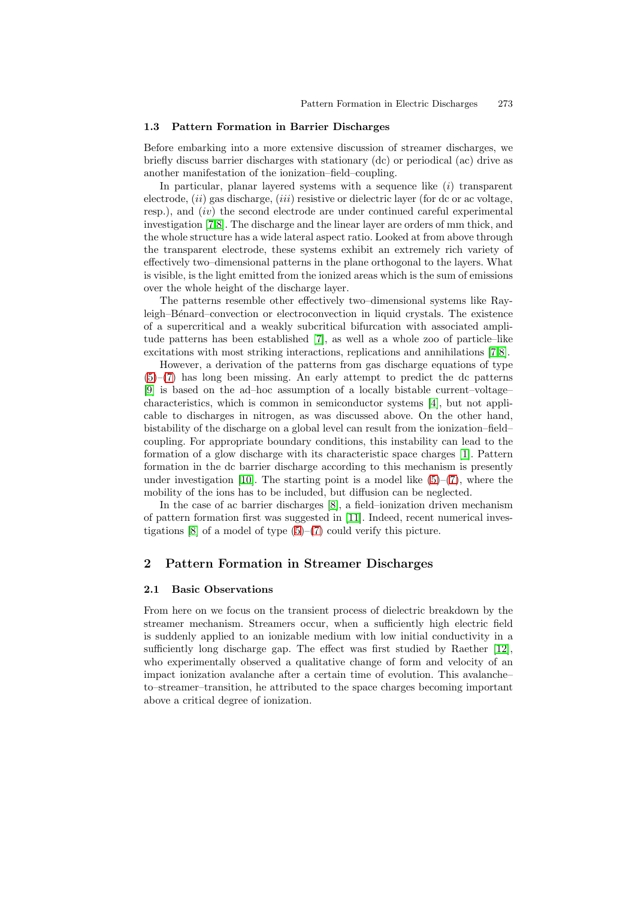### 1.3 Pattern Formation in Barrier Discharges

Before embarking into a more extensive discussion of streamer discharges, we briefly discuss barrier discharges with stationary (dc) or periodical (ac) drive as another manifestation of the ionization–field–coupling.

In particular, planar layered systems with a sequence like (*i*) transparent electrode, (*ii*) gas discharge, (*iii*) resistive or dielectric layer (for dc or ac voltage, resp.), and (*iv*) the second electrode are under continued careful experimental investigation [7,8]. The discharge and the linear layer are orders of mm thick, and the whole structure has a wide lateral aspect ratio. Looked at from above through the transparent electrode, these systems exhibit an extremely rich variety of effectively two–dimensional patterns in the plane orthogonal to the layers. What is visible, is the light emitted from the ionized areas which is the sum of emissions over the whole height of the discharge layer.

The patterns resemble other effectively two–dimensional systems like Rayleigh–Bénard–convection or electroconvection in liquid crystals. The existence of a supercritical and a weakly subcritical bifurcation with associated amplitude patterns has been established [7], as well as a whole zoo of particle–like excitations with most striking interactions, replications and annihilations [7,8].

However, a derivation of the patterns from gas discharge equations of type (5)–(7) has long been missing. An early attempt to predict the dc patterns [9] is based on the ad–hoc assumption of a locally bistable current–voltage–characteristics, which is common in semiconductor systems [4], but not applicable to discharges in nitrogen, as was discussed above. On the other hand, bistability of the discharge on a global level can result from the ionization–field–coupling. For appropriate boundary conditions, this instability can lead to the formation of a glow discharge with its characteristic space charges [1]. Pattern formation in the dc barrier discharge according to this mechanism is presently under investigation [10]. The starting point is a model like (5)–(7), where the mobility of the ions has to be included, but diffusion can be neglected.

In the case of ac barrier discharges [8], a field–ionization driven mechanism of pattern formation first was suggested in [11]. Indeed, recent numerical investigations [8] of a model of type (5)–(7) could verify this picture.

## 2 Pattern Formation in Streamer Discharges

### 2.1 Basic Observations

From here on we focus on the transient process of dielectric breakdown by the streamer mechanism. Streamers occur, when a sufficiently high electric field is suddenly applied to an ionizable medium with low initial conductivity in a sufficiently long discharge gap. The effect was first studied by Raether [12], who experimentally observed a qualitative change of form and velocity of an impact ionization avalanche after a certain time of evolution. This avalanche–to–streamer–transition, he attributed to the space charges becoming important above a critical degree of ionization.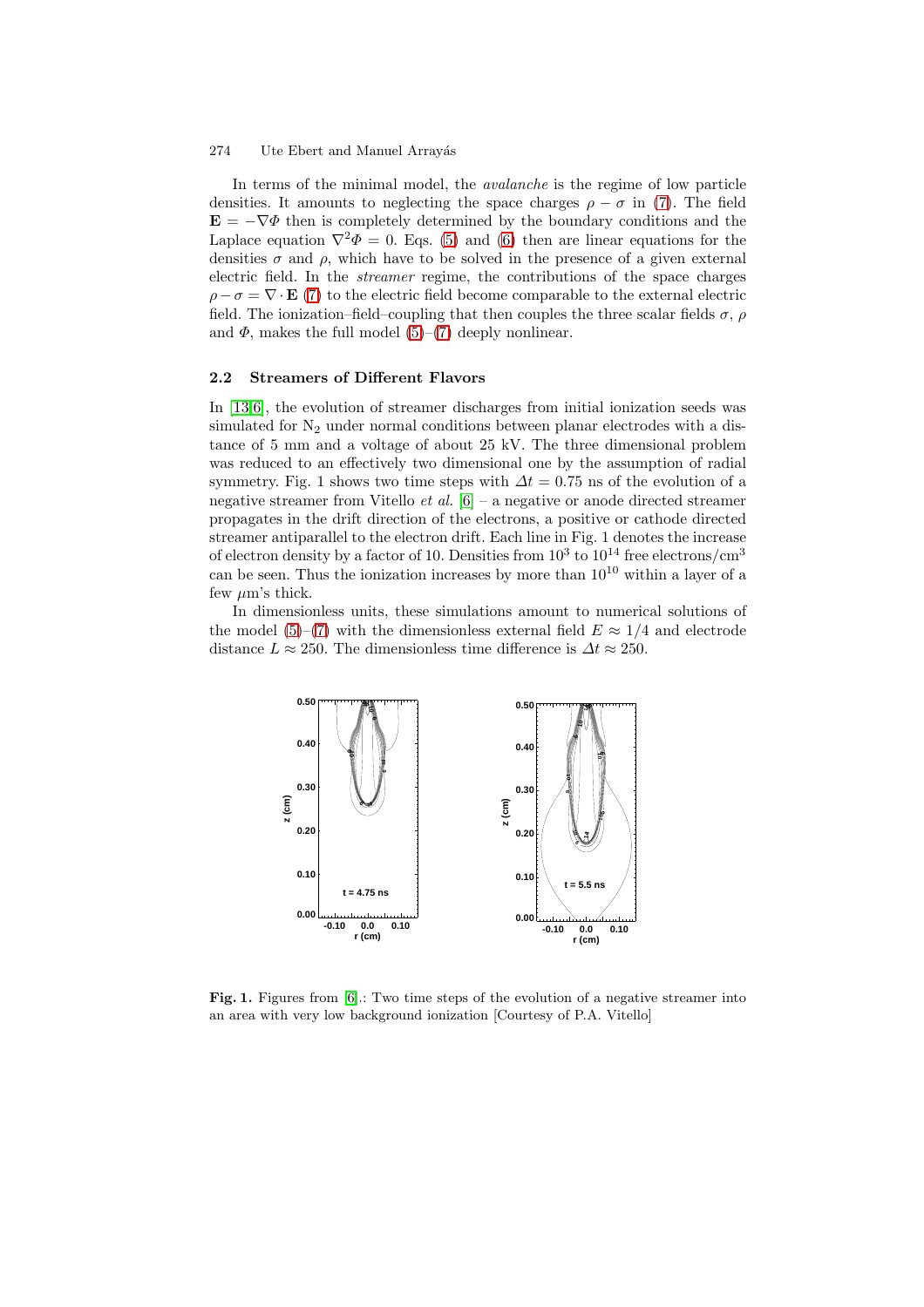In terms of the minimal model, the *avalanche* is the regime of low particle densities. It amounts to neglecting the space charges $\rho - \sigma$ in (7). The field $\mathbf{E} = -\nabla \Phi$ then is completely determined by the boundary conditions and the Laplace equation $\nabla^2 \Phi = 0$. Eqs. (5) and (6) then are linear equations for the densities $\sigma$ and $\rho$, which have to be solved in the presence of a given external electric field. In the *streamer* regime, the contributions of the space charges $\rho - \sigma = \nabla \cdot \mathbf{E}$ (7) to the electric field become comparable to the external electric field. The ionization–field–coupling that then couples the three scalar fields $\sigma$, $\rho$ and $\Phi$, makes the full model (5)–(7) deeply nonlinear.

### 2.2 Streamers of Different Flavors

In [13,6], the evolution of streamer discharges from initial ionization seeds was simulated for $N_2$ under normal conditions between planar electrodes with a distance of 5 mm and a voltage of about 25 kV. The three dimensional problem was reduced to an effectively two dimensional one by the assumption of radial symmetry. Fig. 1 shows two time steps with $\Delta t = 0.75$ ns of the evolution of a negative streamer from Vitello *et al.* [6] – a negative or anode directed streamer propagates in the drift direction of the electrons, a positive or cathode directed streamer antiparallel to the electron drift. Each line in Fig. 1 denotes the increase of electron density by a factor of 10. Densities from $10^3$ to $10^{14}$ free electrons/cm$^3$ can be seen. Thus the ionization increases by more than $10^{10}$ within a layer of a few $\mu$m's thick.

In dimensionless units, these simulations amount to numerical solutions of the model (5)–(7) with the dimensionless external field $E \approx 1/4$ and electrode distance $L \approx 250$. The dimensionless time difference is $\Delta t \approx 250$.

**Fig. 1.** Figures from [6].: Two time steps of the evolution of a negative streamer into an area with very low background ionization [Courtesy of P.A. Vitello]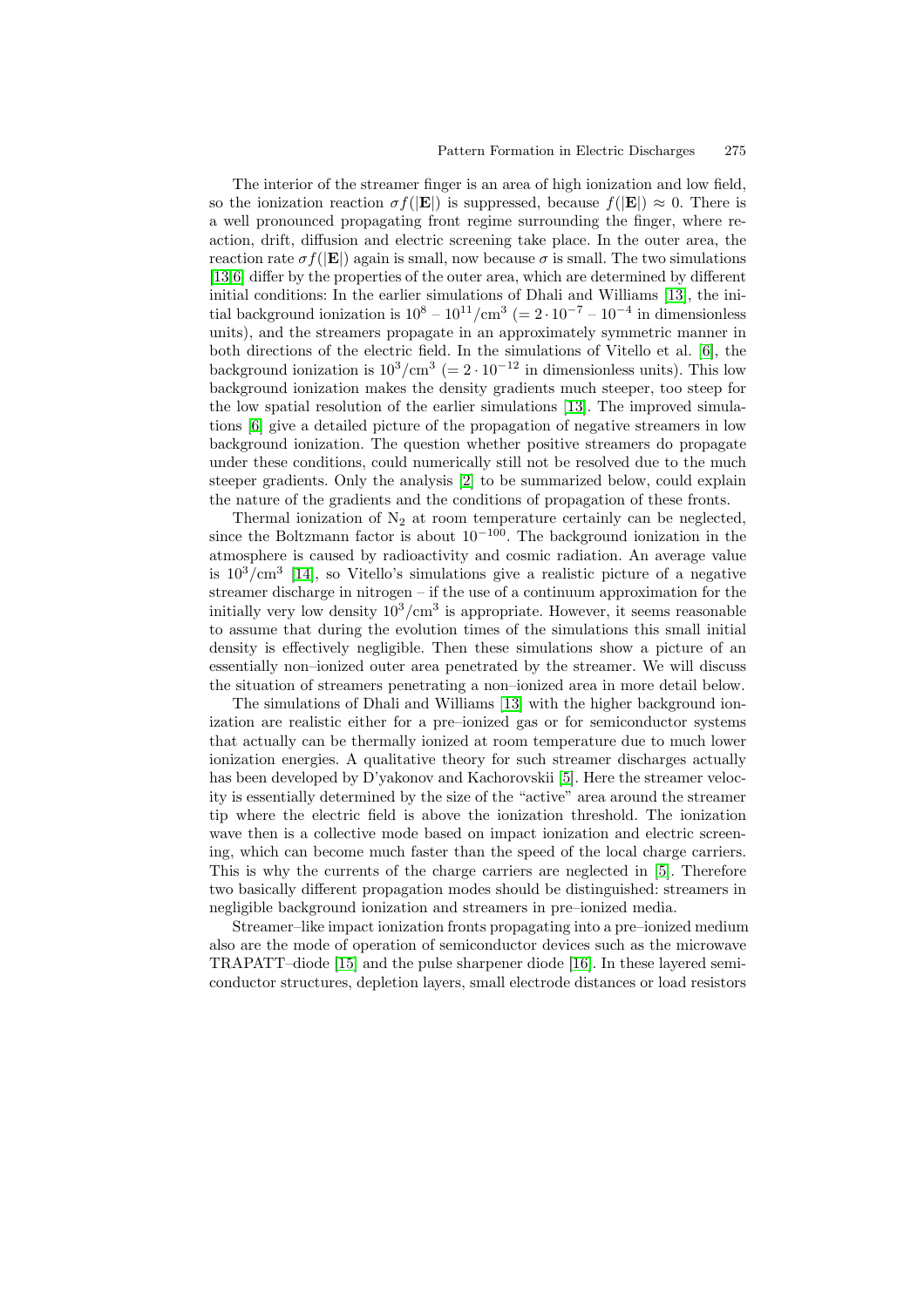The interior of the streamer finger is an area of high ionization and low field, so the ionization reaction $\sigma f(|\mathbf{E}|)$ is suppressed, because $f(|\mathbf{E}|) \approx 0$. There is a well pronounced propagating front regime surrounding the finger, where reaction, drift, diffusion and electric screening take place. In the outer area, the reaction rate $\sigma f(|\mathbf{E}|)$ again is small, now because $\sigma$ is small. The two simulations [13,6] differ by the properties of the outer area, which are determined by different initial conditions: In the earlier simulations of Dhali and Williams [13], the initial background ionization is $10^8$ – $10^{11}/\text{cm}^3$ ($= 2 \cdot 10^{-7}$ – $10^{-4}$ in dimensionless units), and the streamers propagate in an approximately symmetric manner in both directions of the electric field. In the simulations of Vitello et al. [6], the background ionization is $10^3/\text{cm}^3$ ($= 2 \cdot 10^{-12}$ in dimensionless units). This low background ionization makes the density gradients much steeper, too steep for the low spatial resolution of the earlier simulations [13]. The improved simulations [6] give a detailed picture of the propagation of negative streamers in low background ionization. The question whether positive streamers do propagate under these conditions, could numerically still not be resolved due to the much steeper gradients. Only the analysis [2] to be summarized below, could explain the nature of the gradients and the conditions of propagation of these fronts.

Thermal ionization of $N_2$ at room temperature certainly can be neglected, since the Boltzmann factor is about $10^{-100}$. The background ionization in the atmosphere is caused by radioactivity and cosmic radiation. An average value is $10^3/\text{cm}^3$ [14], so Vitello's simulations give a realistic picture of a negative streamer discharge in nitrogen – if the use of a continuum approximation for the initially very low density $10^3/\text{cm}^3$ is appropriate. However, it seems reasonable to assume that during the evolution times of the simulations this small initial density is effectively negligible. Then these simulations show a picture of an essentially non–ionized outer area penetrated by the streamer. We will discuss the situation of streamers penetrating a non–ionized area in more detail below.

The simulations of Dhali and Williams [13] with the higher background ionization are realistic either for a pre–ionized gas or for semiconductor systems that actually can be thermally ionized at room temperature due to much lower ionization energies. A qualitative theory for such streamer discharges actually has been developed by D'yakonov and Kachorovskii [5]. Here the streamer velocity is essentially determined by the size of the "active" area around the streamer tip where the electric field is above the ionization threshold. The ionization wave then is a collective mode based on impact ionization and electric screening, which can become much faster than the speed of the local charge carriers. This is why the currents of the charge carriers are neglected in [5]. Therefore two basically different propagation modes should be distinguished: streamers in negligible background ionization and streamers in pre–ionized media.

Streamer–like impact ionization fronts propagating into a pre–ionized medium also are the mode of operation of semiconductor devices such as the microwave TRAPATT–diode [15] and the pulse sharpener diode [16]. In these layered semiconductor structures, depletion layers, small electrode distances or load resistors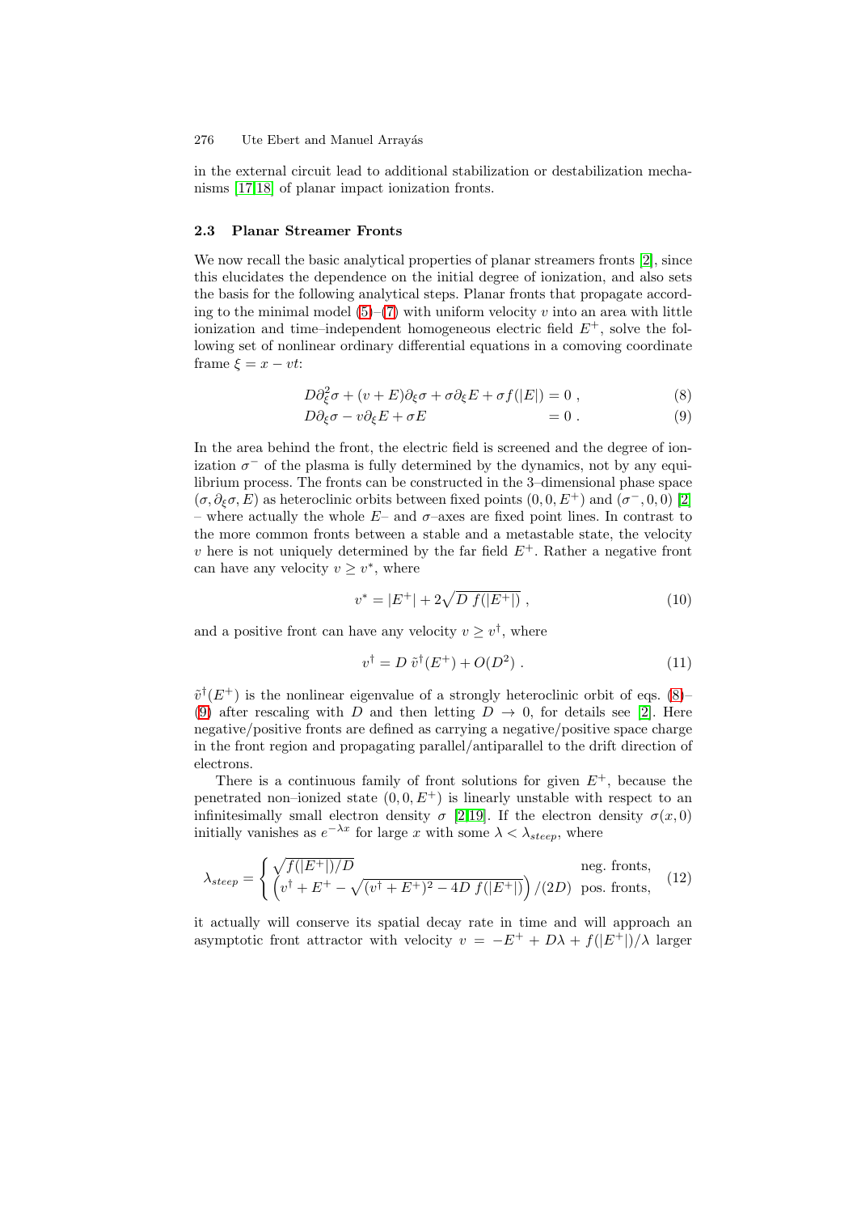in the external circuit lead to additional stabilization or destabilization mechanisms [17,18] of planar impact ionization fronts.

### 2.3 Planar Streamer Fronts

We now recall the basic analytical properties of planar streamers fronts [2], since this elucidates the dependence on the initial degree of ionization, and also sets the basis for the following analytical steps. Planar fronts that propagate according to the minimal model (5)–(7) with uniform velocity $v$ into an area with little ionization and time–independent homogeneous electric field $E^+$, solve the following set of nonlinear ordinary differential equations in a comoving coordinate frame $\xi = x - vt$:

$$D\partial_\xi^2\sigma + (v + E)\partial_\xi\sigma + \sigma\partial_\xi E + \sigma f(|E|) = 0 \; , \tag{8}$$

$$D\partial_\xi\sigma - v\partial_\xi E + \sigma E = 0 \; . \tag{9}$$

In the area behind the front, the electric field is screened and the degree of ionization $\sigma^-$ of the plasma is fully determined by the dynamics, not by any equilibrium process. The fronts can be constructed in the 3–dimensional phase space $(\sigma, \partial_\xi\sigma, E)$ as heteroclinic orbits between fixed points $(0, 0, E^+)$ and $(\sigma^-, 0, 0)$ [2] – where actually the whole $E$– and $\sigma$–axes are fixed point lines. In contrast to the more common fronts between a stable and a metastable state, the velocity $v$ here is not uniquely determined by the far field $E^+$. Rather a negative front can have any velocity $v \geq v^*$, where

$$v^* = |E^+| + 2\sqrt{D\, f(|E^+|)} \; , \tag{10}$$

and a positive front can have any velocity $v \geq v^\dagger$, where

$$v^\dagger = D\, \tilde{v}^\dagger(E^+) + O(D^2) \; . \tag{11}$$

$\tilde{v}^\dagger(E^+)$ is the nonlinear eigenvalue of a strongly heteroclinic orbit of eqs. (8)–(9) after rescaling with $D$ and then letting $D \to 0$, for details see [2]. Here negative/positive fronts are defined as carrying a negative/positive space charge in the front region and propagating parallel/antiparallel to the drift direction of electrons.

There is a continuous family of front solutions for given $E^+$, because the penetrated non–ionized state $(0, 0, E^+)$ is linearly unstable with respect to an infinitesimally small electron density $\sigma$ [2,19]. If the electron density $\sigma(x, 0)$ initially vanishes as $e^{-\lambda x}$ for large $x$ with some $\lambda < \lambda_{steep}$, where

$$\lambda_{steep} = \begin{cases} \sqrt{f(|E^+|)/D} & \text{neg. fronts,} \\ \left(v^\dagger + E^+ - \sqrt{(v^\dagger + E^+)^2 - 4D\, f(|E^+|)}\right)/(2D) & \text{pos. fronts,} \end{cases} \tag{12}$$

it actually will conserve its spatial decay rate in time and will approach an asymptotic front attractor with velocity $v = -E^+ + D\lambda + f(|E^+|)/\lambda$ larger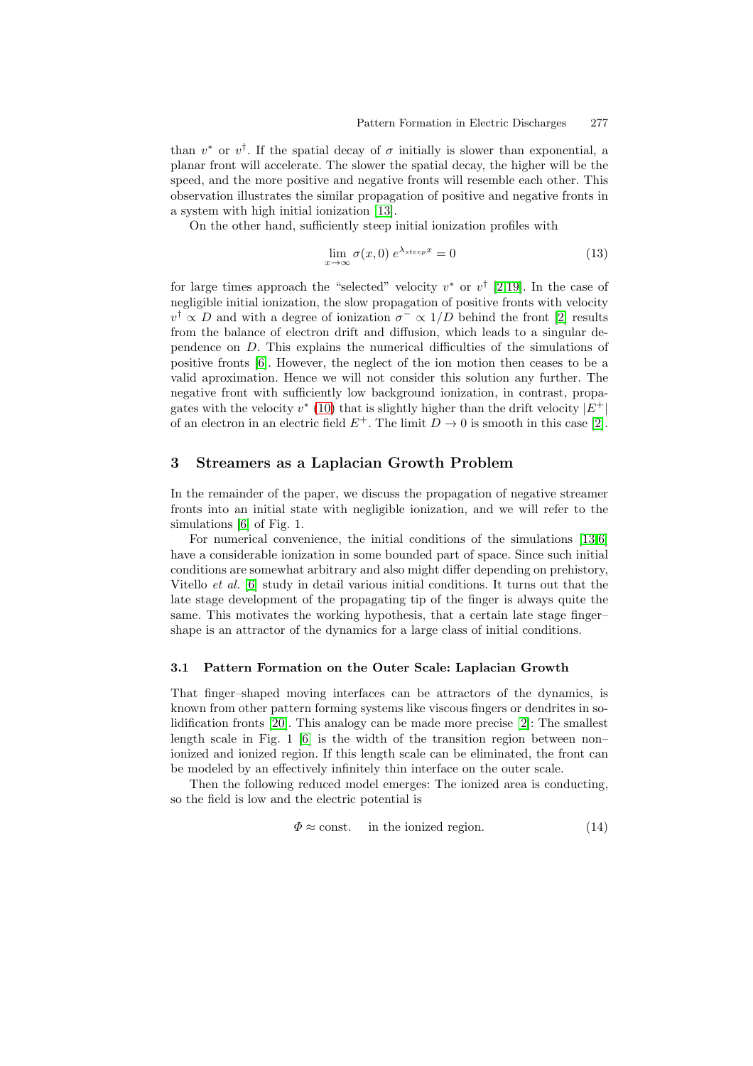than $v^*$ or $v^\dagger$. If the spatial decay of $\sigma$ initially is slower than exponential, a planar front will accelerate. The slower the spatial decay, the higher will be the speed, and the more positive and negative fronts will resemble each other. This observation illustrates the similar propagation of positive and negative fronts in a system with high initial ionization [13].

On the other hand, sufficiently steep initial ionization profiles with

$$\lim_{x\to\infty} \sigma(x,0)\, e^{\lambda_{steep} x} = 0 \tag{13}$$

for large times approach the "selected" velocity $v^*$ or $v^\dagger$ [2,19]. In the case of negligible initial ionization, the slow propagation of positive fronts with velocity $v^\dagger \propto D$ and with a degree of ionization $\sigma^- \propto 1/D$ behind the front [2] results from the balance of electron drift and diffusion, which leads to a singular dependence on $D$. This explains the numerical difficulties of the simulations of positive fronts [6]. However, the neglect of the ion motion then ceases to be a valid aproximation. Hence we will not consider this solution any further. The negative front with sufficiently low background ionization, in contrast, propagates with the velocity $v^*$ (10) that is slightly higher than the drift velocity $|E^+|$ of an electron in an electric field $E^+$. The limit $D \to 0$ is smooth in this case [2].

## 3 Streamers as a Laplacian Growth Problem

In the remainder of the paper, we discuss the propagation of negative streamer fronts into an initial state with negligible ionization, and we will refer to the simulations [6] of Fig. 1.

For numerical convenience, the initial conditions of the simulations [13,6] have a considerable ionization in some bounded part of space. Since such initial conditions are somewhat arbitrary and also might differ depending on prehistory, Vitello *et al.* [6] study in detail various initial conditions. It turns out that the late stage development of the propagating tip of the finger is always quite the same. This motivates the working hypothesis, that a certain late stage finger–shape is an attractor of the dynamics for a large class of initial conditions.

### 3.1 Pattern Formation on the Outer Scale: Laplacian Growth

That finger–shaped moving interfaces can be attractors of the dynamics, is known from other pattern forming systems like viscous fingers or dendrites in solidification fronts [20]. This analogy can be made more precise [2]: The smallest length scale in Fig. 1 [6] is the width of the transition region between non–ionized and ionized region. If this length scale can be eliminated, the front can be modeled by an effectively infinitely thin interface on the outer scale.

Then the following reduced model emerges: The ionized area is conducting, so the field is low and the electric potential is

$$\Phi \approx \text{const.} \quad \text{in the ionized region.} \tag{14}$$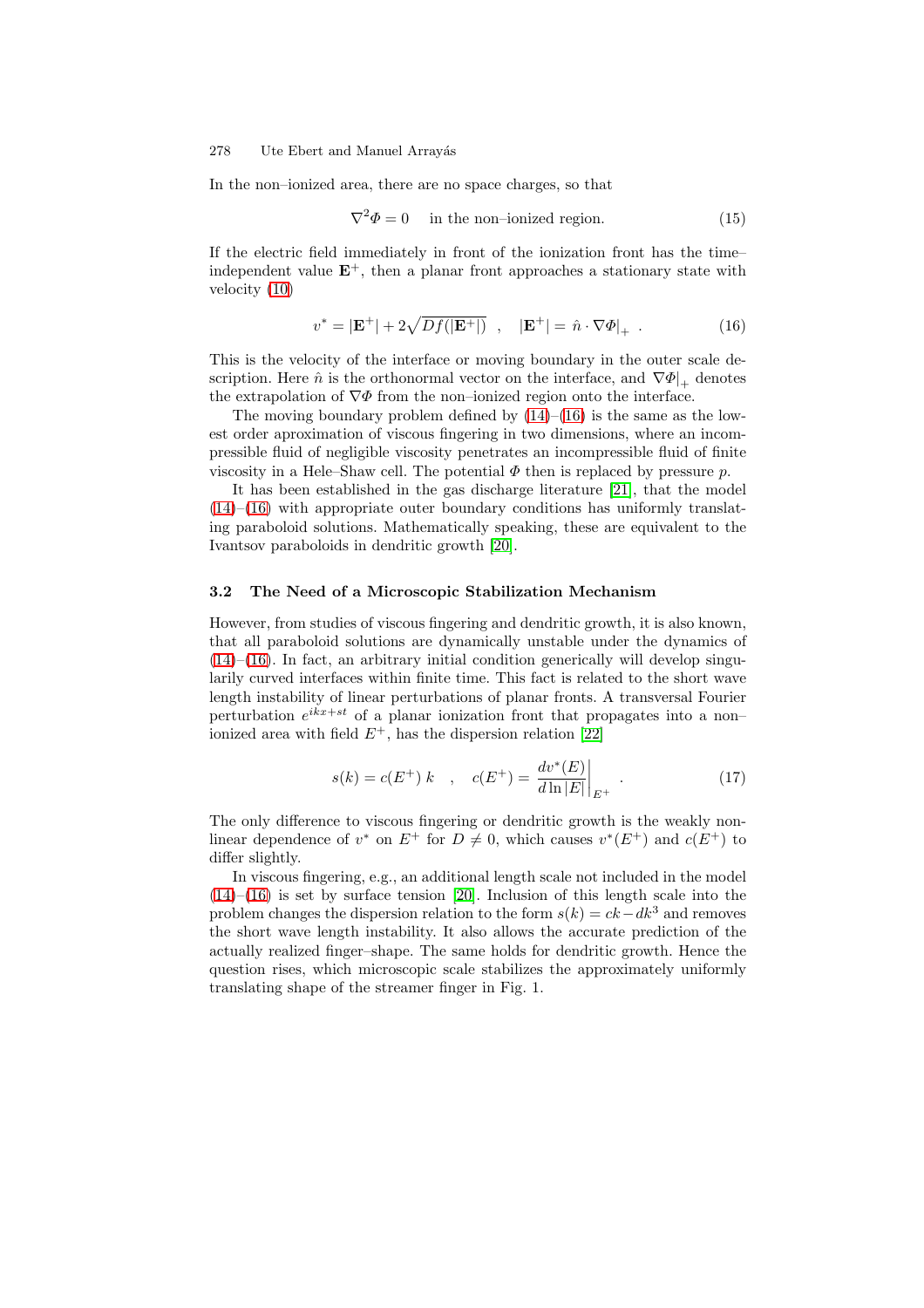In the non–ionized area, there are no space charges, so that

$$\nabla^2 \Phi = 0 \quad \text{in the non–ionized region.} \tag{15}$$

If the electric field immediately in front of the ionization front has the time–independent value $\mathbf{E}^+$, then a planar front approaches a stationary state with velocity (10)

$$v^* = |\mathbf{E}^+| + 2\sqrt{Df(|\mathbf{E}^+|)} \quad , \quad |\mathbf{E}^+| = \hat{n} \cdot \nabla\Phi\big|_+ \ . \tag{16}$$

This is the velocity of the interface or moving boundary in the outer scale description. Here $\hat{n}$ is the orthonormal vector on the interface, and $\nabla\Phi|_+$ denotes the extrapolation of $\nabla\Phi$ from the non–ionized region onto the interface.

The moving boundary problem defined by (14)–(16) is the same as the lowest order aproximation of viscous fingering in two dimensions, where an incompressible fluid of negligible viscosity penetrates an incompressible fluid of finite viscosity in a Hele–Shaw cell. The potential $\Phi$ then is replaced by pressure $p$.

It has been established in the gas discharge literature [21], that the model (14)–(16) with appropriate outer boundary conditions has uniformly translating paraboloid solutions. Mathematically speaking, these are equivalent to the Ivantsov paraboloids in dendritic growth [20].

### 3.2 The Need of a Microscopic Stabilization Mechanism

However, from studies of viscous fingering and dendritic growth, it is also known, that all paraboloid solutions are dynamically unstable under the dynamics of (14)–(16). In fact, an arbitrary initial condition generically will develop singularily curved interfaces within finite time. This fact is related to the short wave length instability of linear perturbations of planar fronts. A transversal Fourier perturbation $e^{ikx+st}$ of a planar ionization front that propagates into a non–ionized area with field $E^+$, has the dispersion relation [22]

$$s(k) = c(E^+)\, k \quad , \quad c(E^+) = \left. \frac{dv^*(E)}{d\ln|E|} \right|_{E^+} \ . \tag{17}$$

The only difference to viscous fingering or dendritic growth is the weakly nonlinear dependence of $v^*$ on $E^+$ for $D \neq 0$, which causes $v^*(E^+)$ and $c(E^+)$ to differ slightly.

In viscous fingering, e.g., an additional length scale not included in the model (14)–(16) is set by surface tension [20]. Inclusion of this length scale into the problem changes the dispersion relation to the form $s(k) = ck - dk^3$ and removes the short wave length instability. It also allows the accurate prediction of the actually realized finger–shape. The same holds for dendritic growth. Hence the question rises, which microscopic scale stabilizes the approximately uniformly translating shape of the streamer finger in Fig. 1.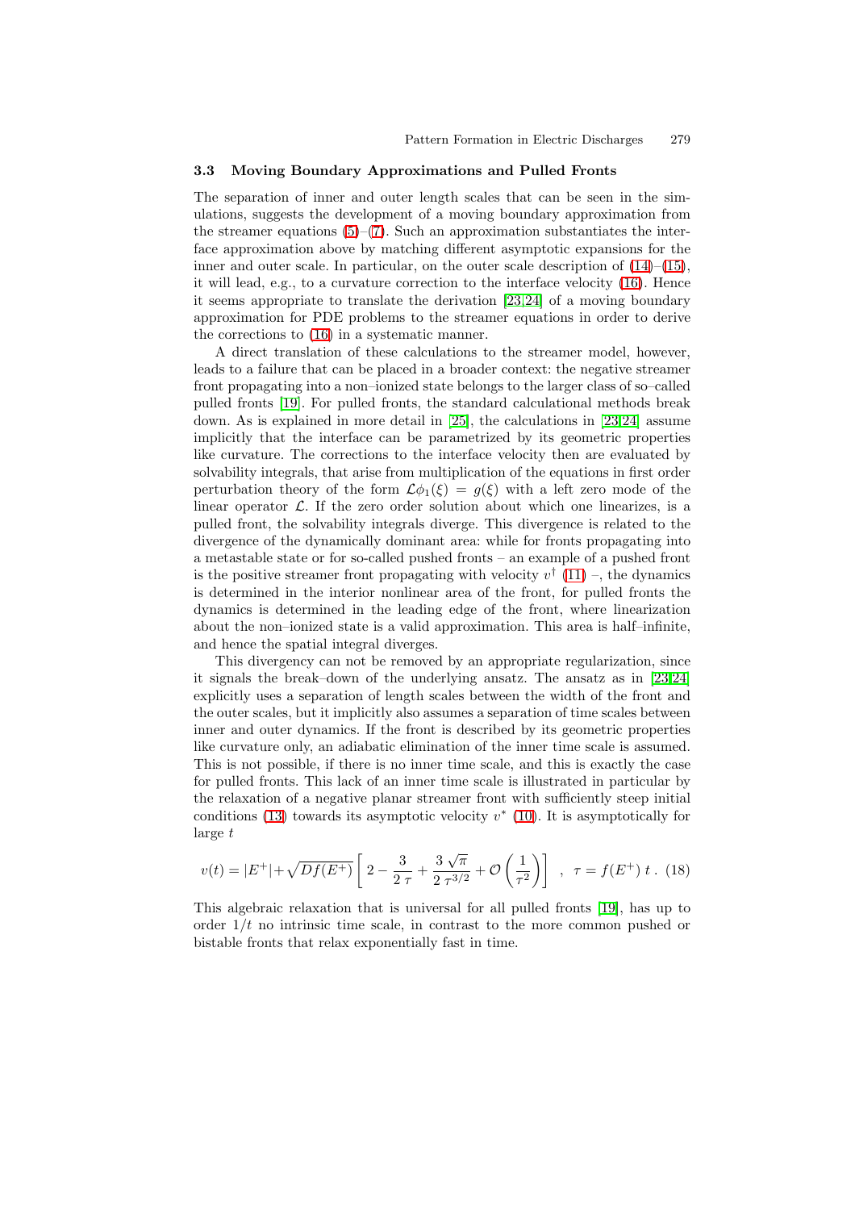### 3.3 Moving Boundary Approximations and Pulled Fronts

The separation of inner and outer length scales that can be seen in the simulations, suggests the development of a moving boundary approximation from the streamer equations (5)–(7). Such an approximation substantiates the interface approximation above by matching different asymptotic expansions for the inner and outer scale. In particular, on the outer scale description of (14)–(15), it will lead, e.g., to a curvature correction to the interface velocity (16). Hence it seems appropriate to translate the derivation [23,24] of a moving boundary approximation for PDE problems to the streamer equations in order to derive the corrections to (16) in a systematic manner.

A direct translation of these calculations to the streamer model, however, leads to a failure that can be placed in a broader context: the negative streamer front propagating into a non–ionized state belongs to the larger class of so–called pulled fronts [19]. For pulled fronts, the standard calculational methods break down. As is explained in more detail in [25], the calculations in [23,24] assume implicitly that the interface can be parametrized by its geometric properties like curvature. The corrections to the interface velocity then are evaluated by solvability integrals, that arise from multiplication of the equations in first order perturbation theory of the form $\mathcal{L}\phi_1(\xi) = g(\xi)$ with a left zero mode of the linear operator $\mathcal{L}$. If the zero order solution about which one linearizes, is a pulled front, the solvability integrals diverge. This divergence is related to the divergence of the dynamically dominant area: while for fronts propagating into a metastable state or for so-called pushed fronts – an example of a pushed front is the positive streamer front propagating with velocity $v^\dagger$ (11) –, the dynamics is determined in the interior nonlinear area of the front, for pulled fronts the dynamics is determined in the leading edge of the front, where linearization about the non–ionized state is a valid approximation. This area is half–infinite, and hence the spatial integral diverges.

This divergency can not be removed by an appropriate regularization, since it signals the break–down of the underlying ansatz. The ansatz as in [23,24] explicitly uses a separation of length scales between the width of the front and the outer scales, but it implicitly also assumes a separation of time scales between inner and outer dynamics. If the front is described by its geometric properties like curvature only, an adiabatic elimination of the inner time scale is assumed. This is not possible, if there is no inner time scale, and this is exactly the case for pulled fronts. This lack of an inner time scale is illustrated in particular by the relaxation of a negative planar streamer front with sufficiently steep initial conditions (13) towards its asymptotic velocity $v^*$ (10). It is asymptotically for large $t$

$$v(t) = |E^+| + \sqrt{Df(E^+)}\left[\, 2 - \frac{3}{2\,\tau} + \frac{3\,\sqrt{\pi}}{2\,\tau^{3/2}} + \mathcal{O}\left(\frac{1}{\tau^2}\right)\right] \quad , \quad \tau = f(E^+)\,t\,. \tag{18}$$

This algebraic relaxation that is universal for all pulled fronts [19], has up to order $1/t$ no intrinsic time scale, in contrast to the more common pushed or bistable fronts that relax exponentially fast in time.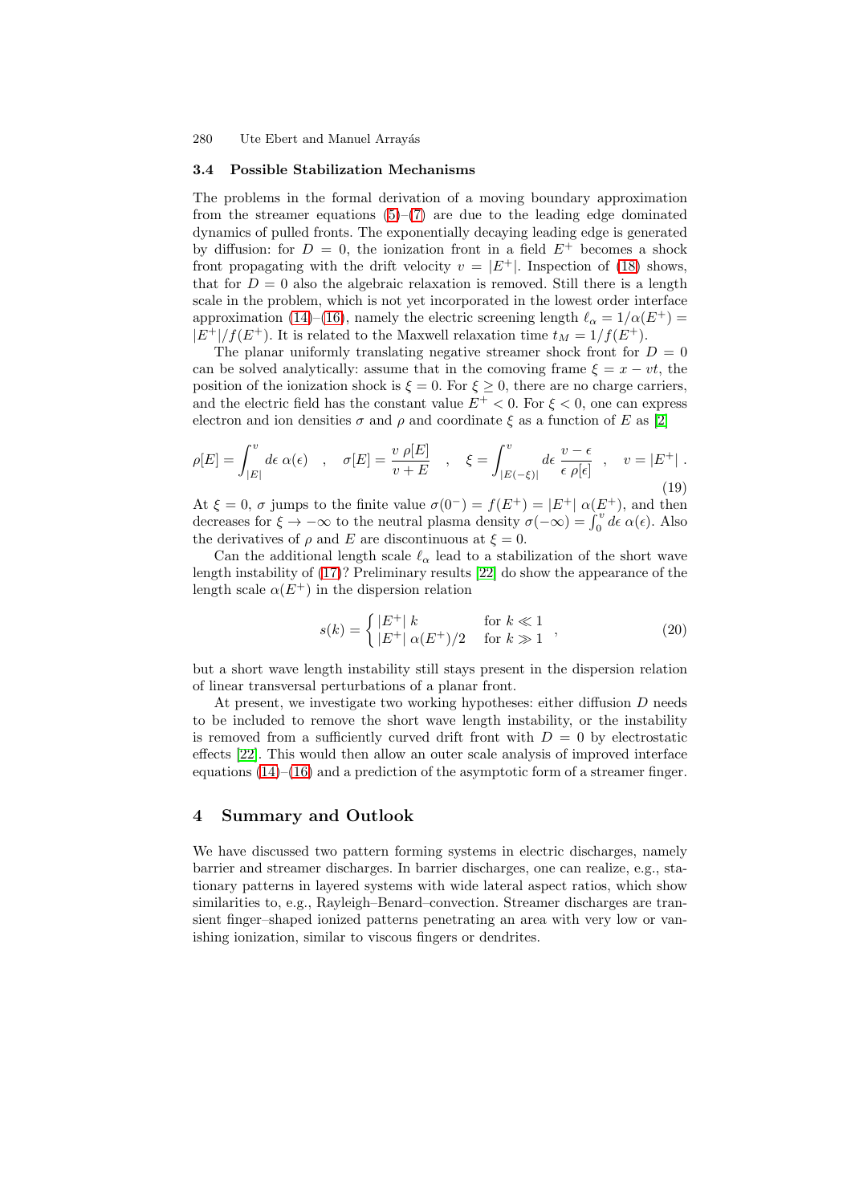### 3.4 Possible Stabilization Mechanisms

The problems in the formal derivation of a moving boundary approximation from the streamer equations (5)–(7) are due to the leading edge dominated dynamics of pulled fronts. The exponentially decaying leading edge is generated by diffusion: for $D = 0$, the ionization front in a field $E^+$ becomes a shock front propagating with the drift velocity $v = |E^+|$. Inspection of (18) shows, that for $D = 0$ also the algebraic relaxation is removed. Still there is a length scale in the problem, which is not yet incorporated in the lowest order interface approximation (14)–(16), namely the electric screening length $\ell_\alpha = 1/\alpha(E^+) = |E^+|/f(E^+)$. It is related to the Maxwell relaxation time $t_M = 1/f(E^+)$.

The planar uniformly translating negative streamer shock front for $D = 0$ can be solved analytically: assume that in the comoving frame $\xi = x - vt$, the position of the ionization shock is $\xi = 0$. For $\xi \geq 0$, there are no charge carriers, and the electric field has the constant value $E^+ < 0$. For $\xi < 0$, one can express electron and ion densities $\sigma$ and $\rho$ and coordinate $\xi$ as a function of $E$ as [2]

$$\rho[E] = \int_{|E|}^{v} d\epsilon \; \alpha(\epsilon) \quad , \quad \sigma[E] = \frac{v \; \rho[E]}{v + E} \quad , \quad \xi = \int_{|E(-\xi)|}^{v} d\epsilon \; \frac{v - \epsilon}{\epsilon \; \rho[\epsilon]} \quad , \quad v = |E^+| \; . \tag{19}$$

At $\xi = 0$, $\sigma$ jumps to the finite value $\sigma(0^-) = f(E^+) = |E^+| \; \alpha(E^+)$, and then decreases for $\xi \to -\infty$ to the neutral plasma density $\sigma(-\infty) = \int_0^v d\epsilon \; \alpha(\epsilon)$. Also the derivatives of $\rho$ and $E$ are discontinuous at $\xi = 0$.

Can the additional length scale $\ell_\alpha$ lead to a stabilization of the short wave length instability of (17)? Preliminary results [22] do show the appearance of the length scale $\alpha(E^+)$ in the dispersion relation

$$s(k) = \begin{cases} |E^+| \; k & \text{for } k \ll 1 \\ |E^+| \; \alpha(E^+)/2 & \text{for } k \gg 1 \end{cases} , \tag{20}$$

but a short wave length instability still stays present in the dispersion relation of linear transversal perturbations of a planar front.

At present, we investigate two working hypotheses: either diffusion $D$ needs to be included to remove the short wave length instability, or the instability is removed from a sufficiently curved drift front with $D = 0$ by electrostatic effects [22]. This would then allow an outer scale analysis of improved interface equations (14)–(16) and a prediction of the asymptotic form of a streamer finger.

## 4 Summary and Outlook

We have discussed two pattern forming systems in electric discharges, namely barrier and streamer discharges. In barrier discharges, one can realize, e.g., stationary patterns in layered systems with wide lateral aspect ratios, which show similarities to, e.g., Rayleigh–Benard–convection. Streamer discharges are transient finger–shaped ionized patterns penetrating an area with very low or vanishing ionization, similar to viscous fingers or dendrites.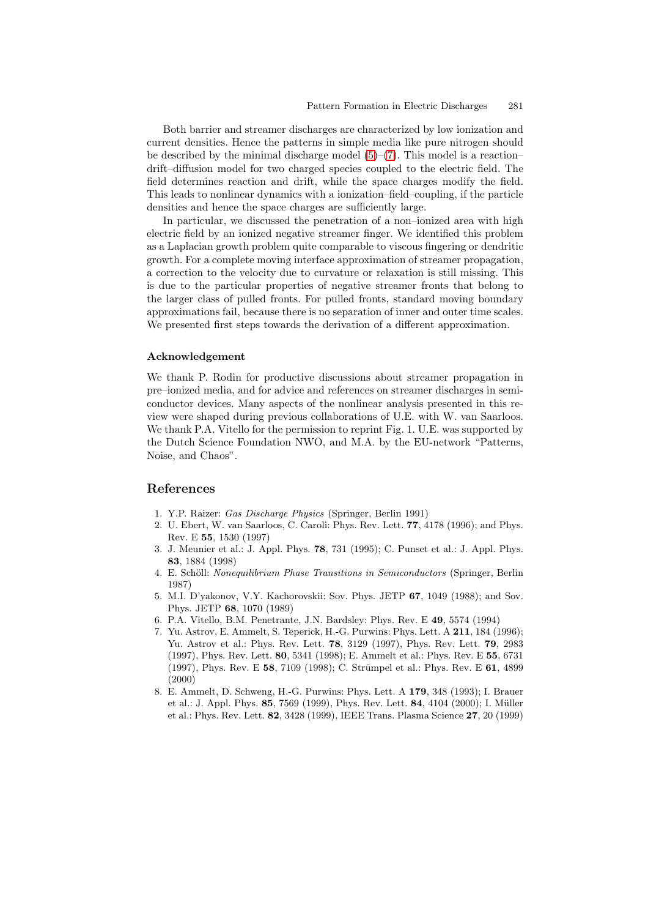Both barrier and streamer discharges are characterized by low ionization and current densities. Hence the patterns in simple media like pure nitrogen should be described by the minimal discharge model (5)–(7). This model is a reaction–drift–diffusion model for two charged species coupled to the electric field. The field determines reaction and drift, while the space charges modify the field. This leads to nonlinear dynamics with a ionization–field–coupling, if the particle densities and hence the space charges are sufficiently large.

In particular, we discussed the penetration of a non–ionized area with high electric field by an ionized negative streamer finger. We identified this problem as a Laplacian growth problem quite comparable to viscous fingering or dendritic growth. For a complete moving interface approximation of streamer propagation, a correction to the velocity due to curvature or relaxation is still missing. This is due to the particular properties of negative streamer fronts that belong to the larger class of pulled fronts. For pulled fronts, standard moving boundary approximations fail, because there is no separation of inner and outer time scales. We presented first steps towards the derivation of a different approximation.

### Acknowledgement

We thank P. Rodin for productive discussions about streamer propagation in pre–ionized media, and for advice and references on streamer discharges in semiconductor devices. Many aspects of the nonlinear analysis presented in this review were shaped during previous collaborations of U.E. with W. van Saarloos. We thank P.A. Vitello for the permission to reprint Fig. 1. U.E. was supported by the Dutch Science Foundation NWO, and M.A. by the EU-network "Patterns, Noise, and Chaos".

## References

1. Y.P. Raizer: *Gas Discharge Physics* (Springer, Berlin 1991)
2. U. Ebert, W. van Saarloos, C. Caroli: Phys. Rev. Lett. **77**, 4178 (1996); and Phys. Rev. E **55**, 1530 (1997)
3. J. Meunier et al.: J. Appl. Phys. **78**, 731 (1995); C. Punset et al.: J. Appl. Phys. **83**, 1884 (1998)
4. E. Schöll: *Nonequilibrium Phase Transitions in Semiconductors* (Springer, Berlin 1987)
5. M.I. D'yakonov, V.Y. Kachorovskii: Sov. Phys. JETP **67**, 1049 (1988); and Sov. Phys. JETP **68**, 1070 (1989)
6. P.A. Vitello, B.M. Penetrante, J.N. Bardsley: Phys. Rev. E **49**, 5574 (1994)
7. Yu. Astrov, E. Ammelt, S. Teperick, H.-G. Purwins: Phys. Lett. A **211**, 184 (1996); Yu. Astrov et al.: Phys. Rev. Lett. **78**, 3129 (1997), Phys. Rev. Lett. **79**, 2983 (1997), Phys. Rev. Lett. **80**, 5341 (1998); E. Ammelt et al.: Phys. Rev. E **55**, 6731 (1997), Phys. Rev. E **58**, 7109 (1998); C. Strümpel et al.: Phys. Rev. E **61**, 4899 (2000)
8. E. Ammelt, D. Schweng, H.-G. Purwins: Phys. Lett. A **179**, 348 (1993); I. Brauer et al.: J. Appl. Phys. **85**, 7569 (1999), Phys. Rev. Lett. **84**, 4104 (2000); I. Müller et al.: Phys. Rev. Lett. **82**, 3428 (1999), IEEE Trans. Plasma Science **27**, 20 (1999)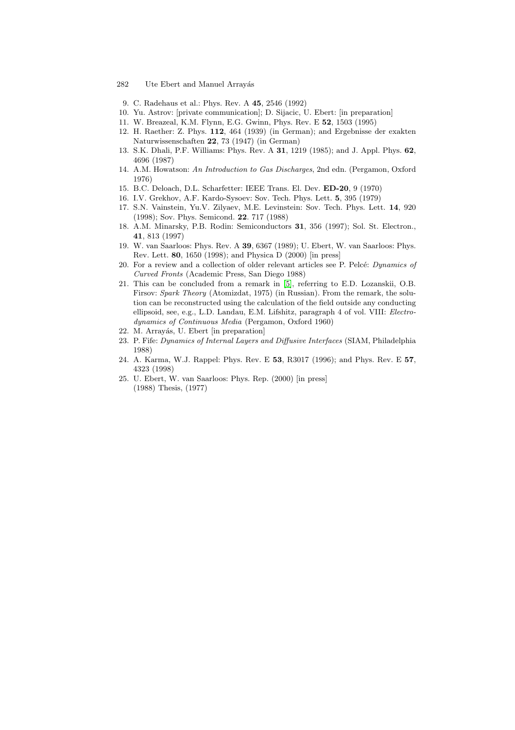9. C. Radehaus et al.: Phys. Rev. A **45**, 2546 (1992)
10. Yu. Astrov: [private communication]; D. Sijacic, U. Ebert: [in preparation]
11. W. Breazeal, K.M. Flynn, E.G. Gwinn, Phys. Rev. E **52**, 1503 (1995)
12. H. Raether: Z. Phys. **112**, 464 (1939) (in German); and Ergebnisse der exakten Naturwissenschaften **22**, 73 (1947) (in German)
13. S.K. Dhali, P.F. Williams: Phys. Rev. A **31**, 1219 (1985); and J. Appl. Phys. **62**, 4696 (1987)
14. A.M. Howatson: *An Introduction to Gas Discharges*, 2nd edn. (Pergamon, Oxford 1976)
15. B.C. Deloach, D.L. Scharfetter: IEEE Trans. El. Dev. **ED-20**, 9 (1970)
16. I.V. Grekhov, A.F. Kardo-Sysoev: Sov. Tech. Phys. Lett. **5**, 395 (1979)
17. S.N. Vainstein, Yu.V. Zilyaev, M.E. Levinstein: Sov. Tech. Phys. Lett. **14**, 920 (1998); Sov. Phys. Semicond. **22**. 717 (1988)
18. A.M. Minarsky, P.B. Rodin: Semiconductors **31**, 356 (1997); Sol. St. Electron., **41**, 813 (1997)
19. W. van Saarloos: Phys. Rev. A **39**, 6367 (1989); U. Ebert, W. van Saarloos: Phys. Rev. Lett. **80**, 1650 (1998); and Physica D (2000) [in press]
20. For a review and a collection of older relevant articles see P. Pelcé: *Dynamics of Curved Fronts* (Academic Press, San Diego 1988)
21. This can be concluded from a remark in [5], referring to E.D. Lozanskii, O.B. Firsov: *Spark Theory* (Atomizdat, 1975) (in Russian). From the remark, the solution can be reconstructed using the calculation of the field outside any conducting ellipsoid, see, e.g., L.D. Landau, E.M. Lifshitz, paragraph 4 of vol. VIII: *Electrodynamics of Continuous Media* (Pergamon, Oxford 1960)
22. M. Arrayás, U. Ebert [in preparation]
23. P. Fife: *Dynamics of Internal Layers and Diffusive Interfaces* (SIAM, Philadelphia 1988)
24. A. Karma, W.J. Rappel: Phys. Rev. E **53**, R3017 (1996); and Phys. Rev. E **57**, 4323 (1998)
25. U. Ebert, W. van Saarloos: Phys. Rep. (2000) [in press]
    (1988) Thesis, (1977)